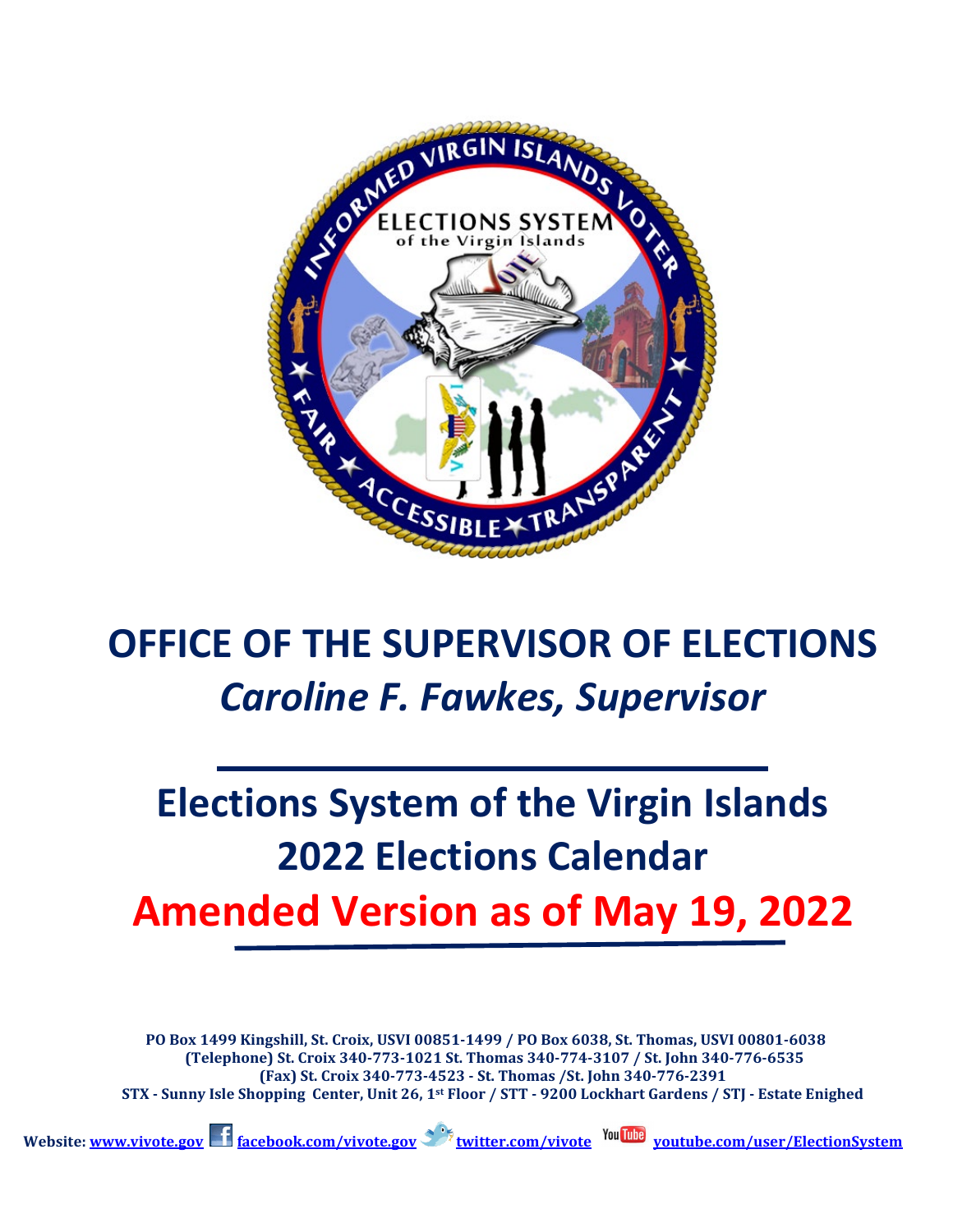# OFFICE OF THE SUPERVISOR OF ELECTIONS

## *Caroline F. Fawkes, Supervisor*

# Elections System of the Virgin Islands 2022 Elections Calendar

# Amended Version as of May 19, 2022

**PO Box 1499 Kingshill, St. Croix, USVI 00851-1499 / PO Box 6038, St. Thomas, USVI 00801-6038**
**(Telephone) St. Croix 340-773-1021 St. Thomas 340-774-3107 / St. John 340-776-6535**
**(Fax) St. Croix 340-773-4523 - St. Thomas /St. John 340-776-2391**
**STX - Sunny Isle Shopping Center, Unit 26, 1st Floor / STT - 9200 Lockhart Gardens / STJ - Estate Enighed**

**Website: www.vivote.gov facebook.com/vivote.gov twitter.com/vivote youtube.com/user/ElectionSystem**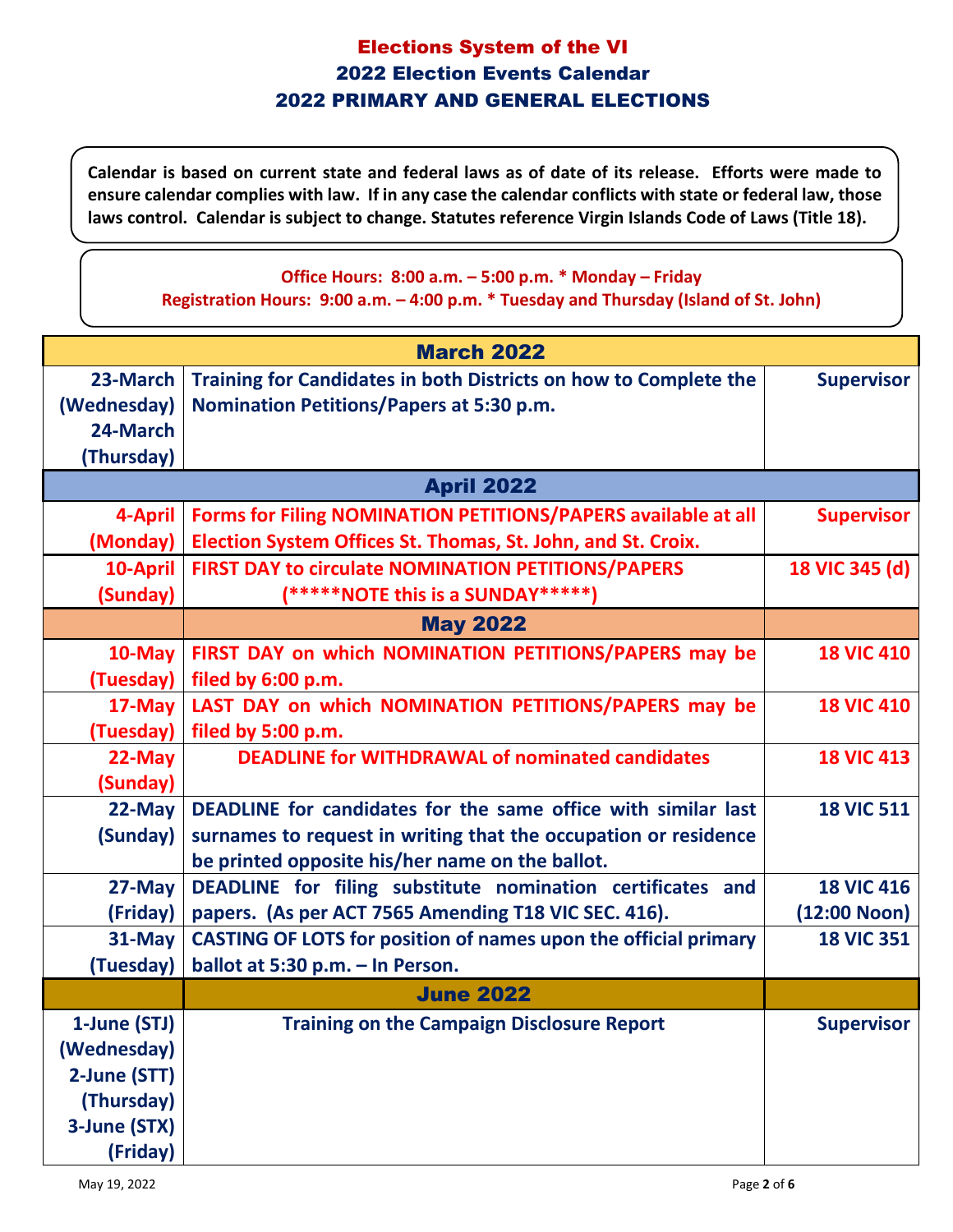# Elections System of the VI

## 2022 Election Events Calendar

## 2022 PRIMARY AND GENERAL ELECTIONS

**Calendar is based on current state and federal laws as of date of its release. Efforts were made to ensure calendar complies with law. If in any case the calendar conflicts with state or federal law, those laws control. Calendar is subject to change. Statutes reference Virgin Islands Code of Laws (Title 18).**

**Office Hours: 8:00 a.m. – 5:00 p.m. * Monday – Friday**
**Registration Hours: 9:00 a.m. – 4:00 p.m. * Tuesday and Thursday (Island of St. John)**

| | March 2022 | |
|---|---|---|
| **23-March (Wednesday) 24-March (Thursday)** | **Training for Candidates in both Districts on how to Complete the Nomination Petitions/Papers at 5:30 p.m.** | **Supervisor** |
| | **April 2022** | |
| **4-April (Monday)** | **Forms for Filing NOMINATION PETITIONS/PAPERS available at all Election System Offices St. Thomas, St. John, and St. Croix.** | **Supervisor** |
| **10-April (Sunday)** | **FIRST DAY to circulate NOMINATION PETITIONS/PAPERS (*****NOTE this is a SUNDAY*****)** | **18 VIC 345 (d)** |
| | **May 2022** | |
| **10-May (Tuesday)** | **FIRST DAY on which NOMINATION PETITIONS/PAPERS may be filed by 6:00 p.m.** | **18 VIC 410** |
| **17-May (Tuesday)** | **LAST DAY on which NOMINATION PETITIONS/PAPERS may be filed by 5:00 p.m.** | **18 VIC 410** |
| **22-May (Sunday)** | **DEADLINE for WITHDRAWAL of nominated candidates** | **18 VIC 413** |
| **22-May (Sunday)** | **DEADLINE for candidates for the same office with similar last surnames to request in writing that the occupation or residence be printed opposite his/her name on the ballot.** | **18 VIC 511** |
| **27-May (Friday)** | **DEADLINE for filing substitute nomination certificates and papers. (As per ACT 7565 Amending T18 VIC SEC. 416).** | **18 VIC 416 (12:00 Noon)** |
| **31-May (Tuesday)** | **CASTING OF LOTS for position of names upon the official primary ballot at 5:30 p.m. – In Person.** | **18 VIC 351** |
| | **June 2022** | |
| **1-June (STJ) (Wednesday) 2-June (STT) (Thursday) 3-June (STX) (Friday)** | **Training on the Campaign Disclosure Report** | **Supervisor** |

May 19, 2022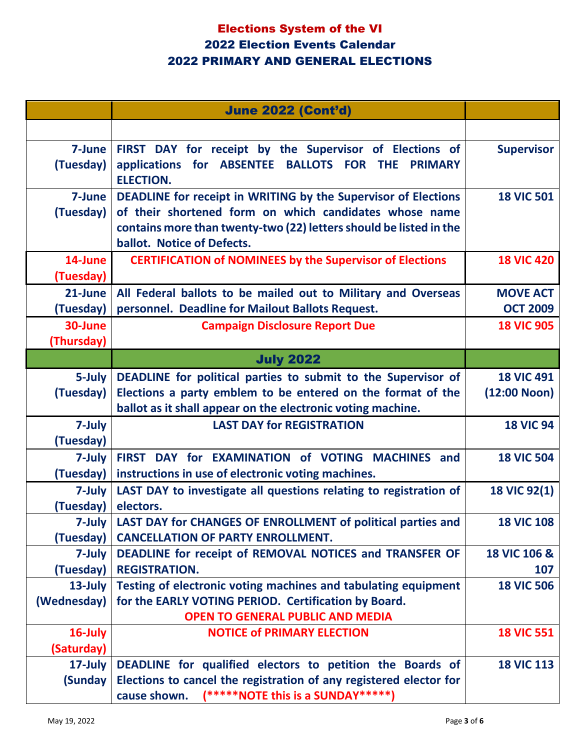# Elections System of the VI
## 2022 Election Events Calendar
## 2022 PRIMARY AND GENERAL ELECTIONS

| | June 2022 (Cont'd) | |
|---|---|---|
| | | |
| 7-June (Tuesday) | FIRST DAY for receipt by the Supervisor of Elections of applications for ABSENTEE BALLOTS FOR THE PRIMARY ELECTION. | Supervisor |
| 7-June (Tuesday) | DEADLINE for receipt in WRITING by the Supervisor of Elections of their shortened form on which candidates whose name contains more than twenty-two (22) letters should be listed in the ballot. Notice of Defects. | 18 VIC 501 |
| 14-June (Tuesday) | CERTIFICATION of NOMINEES by the Supervisor of Elections | 18 VIC 420 |
| 21-June (Tuesday) | All Federal ballots to be mailed out to Military and Overseas personnel. Deadline for Mailout Ballots Request. | MOVE ACT OCT 2009 |
| 30-June (Thursday) | Campaign Disclosure Report Due | 18 VIC 905 |
| | **July 2022** | |
| 5-July (Tuesday) | DEADLINE for political parties to submit to the Supervisor of Elections a party emblem to be entered on the format of the ballot as it shall appear on the electronic voting machine. | 18 VIC 491 (12:00 Noon) |
| 7-July (Tuesday) | LAST DAY for REGISTRATION | 18 VIC 94 |
| 7-July (Tuesday) | FIRST DAY for EXAMINATION of VOTING MACHINES and instructions in use of electronic voting machines. | 18 VIC 504 |
| 7-July (Tuesday) | LAST DAY to investigate all questions relating to registration of electors. | 18 VIC 92(1) |
| 7-July (Tuesday) | LAST DAY for CHANGES OF ENROLLMENT of political parties and CANCELLATION OF PARTY ENROLLMENT. | 18 VIC 108 |
| 7-July (Tuesday) | DEADLINE for receipt of REMOVAL NOTICES and TRANSFER OF REGISTRATION. | 18 VIC 106 & 107 |
| 13-July (Wednesday) | Testing of electronic voting machines and tabulating equipment for the EARLY VOTING PERIOD. Certification by Board. OPEN TO GENERAL PUBLIC AND MEDIA | 18 VIC 506 |
| 16-July (Saturday) | NOTICE of PRIMARY ELECTION | 18 VIC 551 |
| 17-July (Sunday | DEADLINE for qualified electors to petition the Boards of Elections to cancel the registration of any registered elector for cause shown. (*****NOTE this is a SUNDAY*****) | 18 VIC 113 |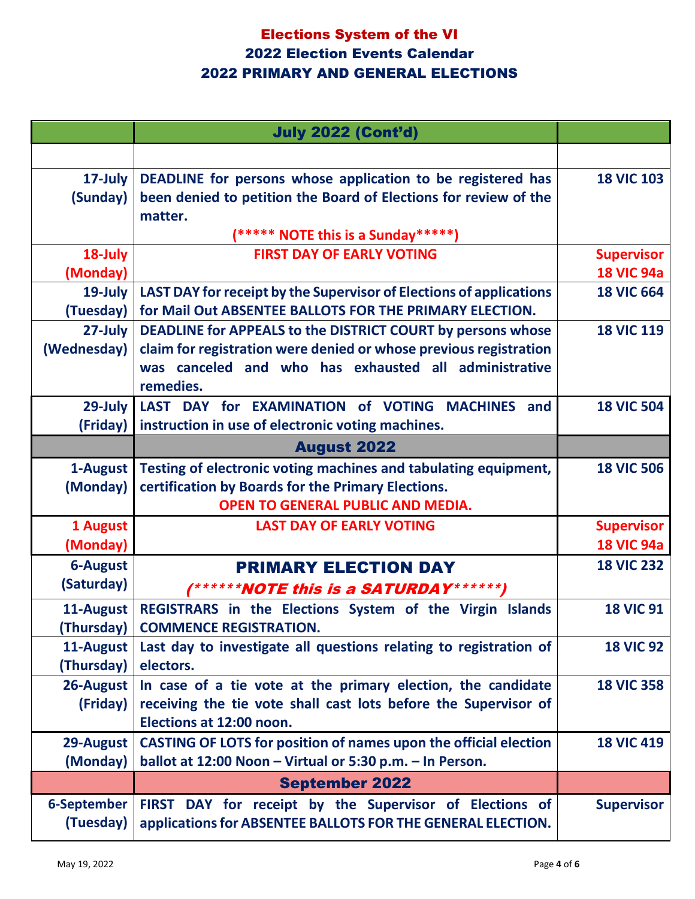# Elections System of the VI
## 2022 Election Events Calendar
## 2022 PRIMARY AND GENERAL ELECTIONS

| | July 2022 (Cont'd) | |
|---|---|---|
| | | |
| 17-July (Sunday) | DEADLINE for persons whose application to be registered has been denied to petition the Board of Elections for review of the matter. (***** NOTE this is a Sunday*****) | 18 VIC 103 |
| 18-July (Monday) | FIRST DAY OF EARLY VOTING | Supervisor 18 VIC 94a |
| 19-July (Tuesday) | LAST DAY for receipt by the Supervisor of Elections of applications for Mail Out ABSENTEE BALLOTS FOR THE PRIMARY ELECTION. | 18 VIC 664 |
| 27-July (Wednesday) | DEADLINE for APPEALS to the DISTRICT COURT by persons whose claim for registration were denied or whose previous registration was canceled and who has exhausted all administrative remedies. | 18 VIC 119 |
| 29-July (Friday) | LAST DAY for EXAMINATION of VOTING MACHINES and instruction in use of electronic voting machines. | 18 VIC 504 |
| | **August 2022** | |
| 1-August (Monday) | Testing of electronic voting machines and tabulating equipment, certification by Boards for the Primary Elections. OPEN TO GENERAL PUBLIC AND MEDIA. | 18 VIC 506 |
| 1 August (Monday) | LAST DAY OF EARLY VOTING | Supervisor 18 VIC 94a |
| 6-August (Saturday) | **PRIMARY ELECTION DAY** (******NOTE this is a SATURDAY******) | 18 VIC 232 |
| 11-August (Thursday) | REGISTRARS in the Elections System of the Virgin Islands COMMENCE REGISTRATION. | 18 VIC 91 |
| 11-August (Thursday) | Last day to investigate all questions relating to registration of electors. | 18 VIC 92 |
| 26-August (Friday) | In case of a tie vote at the primary election, the candidate receiving the tie vote shall cast lots before the Supervisor of Elections at 12:00 noon. | 18 VIC 358 |
| 29-August (Monday) | CASTING OF LOTS for position of names upon the official election ballot at 12:00 Noon – Virtual or 5:30 p.m. – In Person. | 18 VIC 419 |
| | **September 2022** | |
| 6-September (Tuesday) | FIRST DAY for receipt by the Supervisor of Elections of applications for ABSENTEE BALLOTS FOR THE GENERAL ELECTION. | Supervisor |

May 19, 2022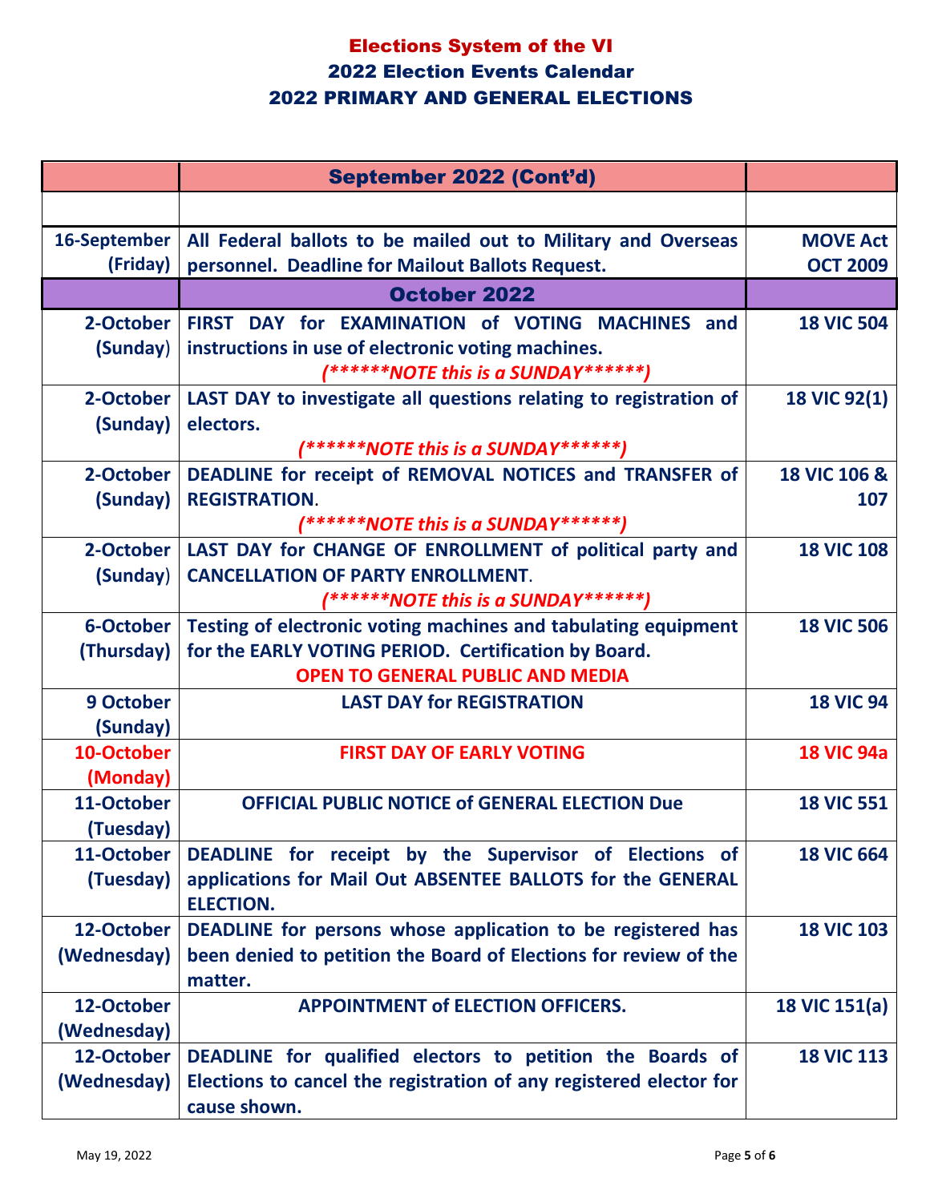# Elections System of the VI

## 2022 Election Events Calendar

## 2022 PRIMARY AND GENERAL ELECTIONS

| | September 2022 (Cont'd) | |
|---|---|---|
| | | |
| 16-September (Friday) | All Federal ballots to be mailed out to Military and Overseas personnel. Deadline for Mailout Ballots Request. | MOVE Act OCT 2009 |
| | **October 2022** | |
| 2-October (Sunday) | FIRST DAY for EXAMINATION of VOTING MACHINES and instructions in use of electronic voting machines. *(******NOTE this is a SUNDAY******)* | 18 VIC 504 |
| 2-October (Sunday) | LAST DAY to investigate all questions relating to registration of electors. *(******NOTE this is a SUNDAY******)* | 18 VIC 92(1) |
| 2-October (Sunday) | DEADLINE for receipt of REMOVAL NOTICES and TRANSFER of REGISTRATION. *(******NOTE this is a SUNDAY******)* | 18 VIC 106 & 107 |
| 2-October (Sunday) | LAST DAY for CHANGE OF ENROLLMENT of political party and CANCELLATION OF PARTY ENROLLMENT. *(******NOTE this is a SUNDAY******)* | 18 VIC 108 |
| 6-October (Thursday) | Testing of electronic voting machines and tabulating equipment for the EARLY VOTING PERIOD. Certification by Board. OPEN TO GENERAL PUBLIC AND MEDIA | 18 VIC 506 |
| 9 October (Sunday) | LAST DAY for REGISTRATION | 18 VIC 94 |
| 10-October (Monday) | FIRST DAY OF EARLY VOTING | 18 VIC 94a |
| 11-October (Tuesday) | OFFICIAL PUBLIC NOTICE of GENERAL ELECTION Due | 18 VIC 551 |
| 11-October (Tuesday) | DEADLINE for receipt by the Supervisor of Elections of applications for Mail Out ABSENTEE BALLOTS for the GENERAL ELECTION. | 18 VIC 664 |
| 12-October (Wednesday) | DEADLINE for persons whose application to be registered has been denied to petition the Board of Elections for review of the matter. | 18 VIC 103 |
| 12-October (Wednesday) | APPOINTMENT of ELECTION OFFICERS. | 18 VIC 151(a) |
| 12-October (Wednesday) | DEADLINE for qualified electors to petition the Boards of Elections to cancel the registration of any registered elector for cause shown. | 18 VIC 113 |

May 19, 2022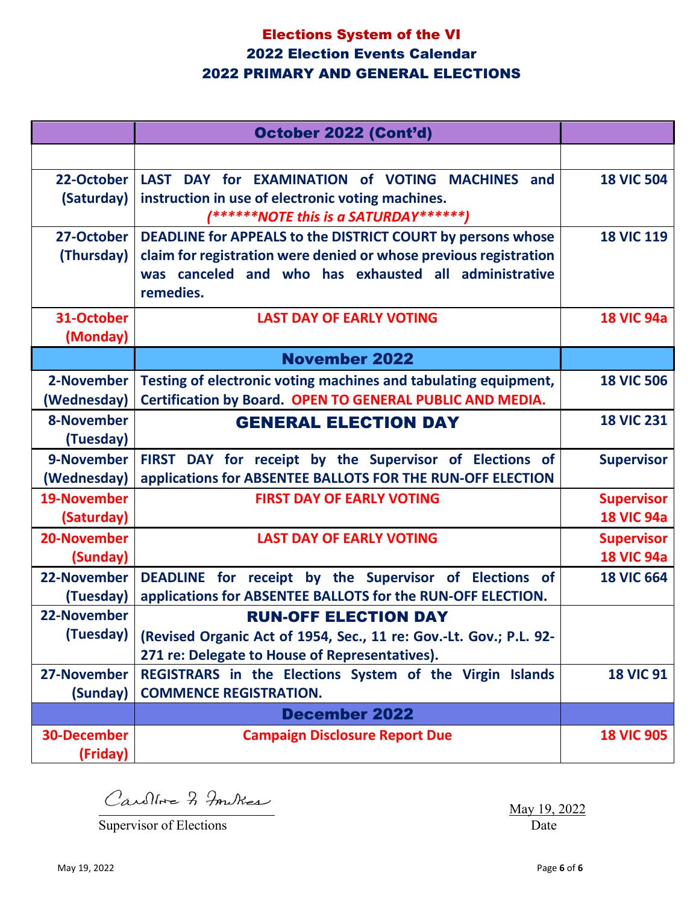# Elections System of the VI
## 2022 Election Events Calendar
## 2022 PRIMARY AND GENERAL ELECTIONS

| | October 2022 (Cont'd) | |
|---|---|---|
| | | |
| **22-October (Saturday)** | **LAST DAY for EXAMINATION of VOTING MACHINES and instruction in use of electronic voting machines.** ***(******NOTE this is a SATURDAY******)*** | **18 VIC 504** |
| **27-October (Thursday)** | **DEADLINE for APPEALS to the DISTRICT COURT by persons whose claim for registration were denied or whose previous registration was canceled and who has exhausted all administrative remedies.** | **18 VIC 119** |
| **31-October (Monday)** | **LAST DAY OF EARLY VOTING** | **18 VIC 94a** |
| | **November 2022** | |
| **2-November (Wednesday)** | **Testing of electronic voting machines and tabulating equipment, Certification by Board. OPEN TO GENERAL PUBLIC AND MEDIA.** | **18 VIC 506** |
| **8-November (Tuesday)** | **GENERAL ELECTION DAY** | **18 VIC 231** |
| **9-November (Wednesday)** | **FIRST DAY for receipt by the Supervisor of Elections of applications for ABSENTEE BALLOTS FOR THE RUN-OFF ELECTION** | **Supervisor** |
| **19-November (Saturday)** | **FIRST DAY OF EARLY VOTING** | **Supervisor 18 VIC 94a** |
| **20-November (Sunday)** | **LAST DAY OF EARLY VOTING** | **Supervisor 18 VIC 94a** |
| **22-November (Tuesday)** | **DEADLINE for receipt by the Supervisor of Elections of applications for ABSENTEE BALLOTS for the RUN-OFF ELECTION.** | **18 VIC 664** |
| **22-November (Tuesday)** | **RUN-OFF ELECTION DAY** **(Revised Organic Act of 1954, Sec., 11 re: Gov.-Lt. Gov.; P.L. 92-271 re: Delegate to House of Representatives).** | |
| **27-November (Sunday)** | **REGISTRARS in the Elections System of the Virgin Islands COMMENCE REGISTRATION.** | **18 VIC 91** |
| | **December 2022** | |
| **30-December (Friday)** | **Campaign Disclosure Report Due** | **18 VIC 905** |

Caroline F. Fawkes
Supervisor of Elections

May 19, 2022
Date